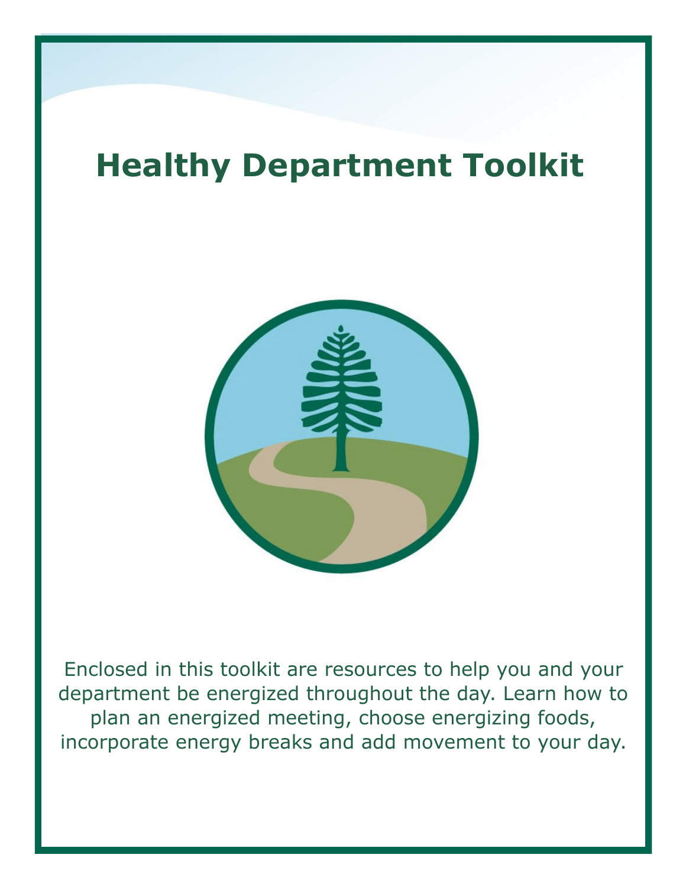# Healthy Department Toolkit

Enclosed in this toolkit are resources to help you and your department be energized throughout the day. Learn how to plan an energized meeting, choose energizing foods, incorporate energy breaks and add movement to your day.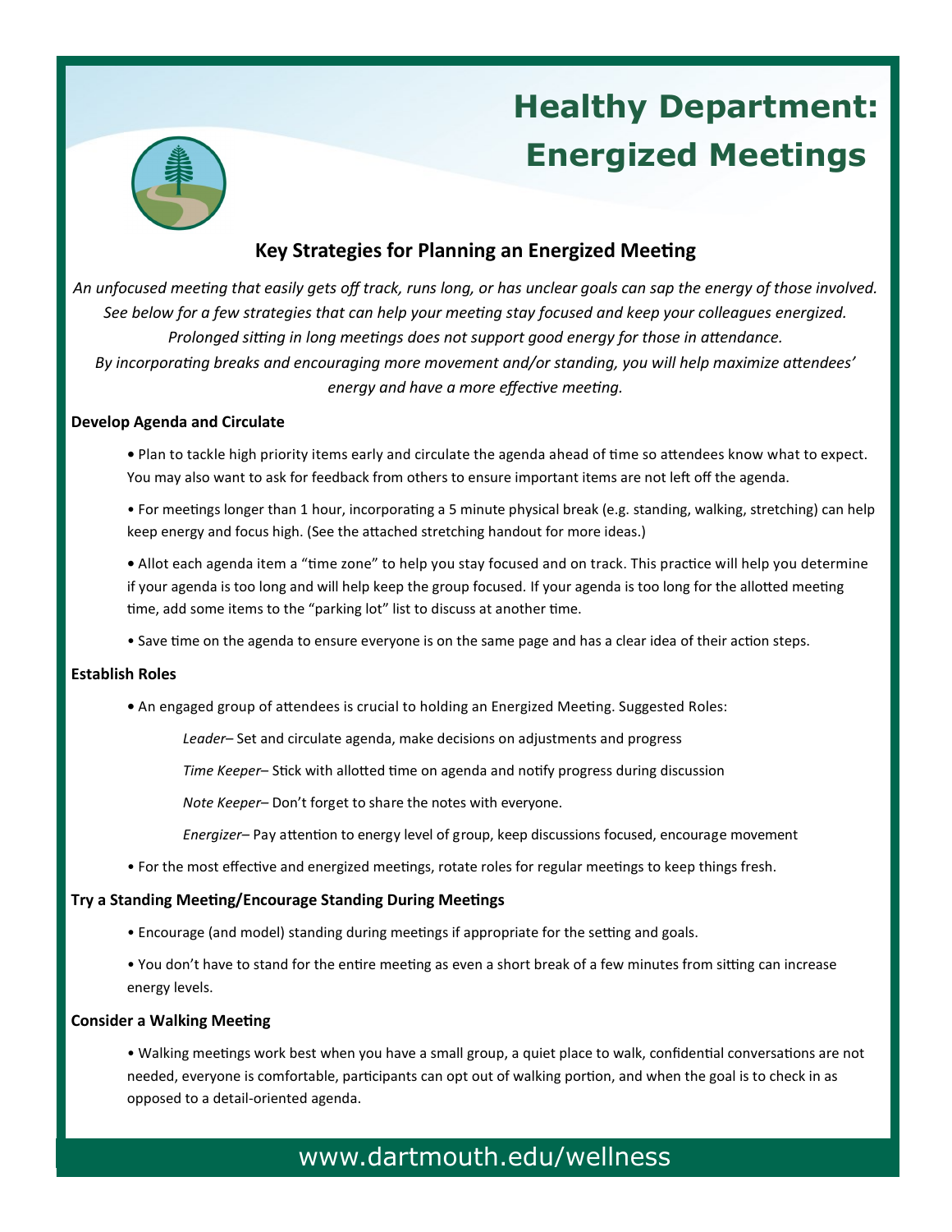# Healthy Department: Energized Meetings

## Key Strategies for Planning an Energized Meeting

*An unfocused meeting that easily gets off track, runs long, or has unclear goals can sap the energy of those involved. See below for a few strategies that can help your meeting stay focused and keep your colleagues energized. Prolonged sitting in long meetings does not support good energy for those in attendance. By incorporating breaks and encouraging more movement and/or standing, you will help maximize attendees' energy and have a more effective meeting.*

### Develop Agenda and Circulate

- Plan to tackle high priority items early and circulate the agenda ahead of time so attendees know what to expect. You may also want to ask for feedback from others to ensure important items are not left off the agenda.
- For meetings longer than 1 hour, incorporating a 5 minute physical break (e.g. standing, walking, stretching) can help keep energy and focus high. (See the attached stretching handout for more ideas.)
- Allot each agenda item a "time zone" to help you stay focused and on track. This practice will help you determine if your agenda is too long and will help keep the group focused. If your agenda is too long for the allotted meeting time, add some items to the "parking lot" list to discuss at another time.
- Save time on the agenda to ensure everyone is on the same page and has a clear idea of their action steps.

### Establish Roles

- An engaged group of attendees is crucial to holding an Energized Meeting. Suggested Roles:

  *Leader*– Set and circulate agenda, make decisions on adjustments and progress

  *Time Keeper*– Stick with allotted time on agenda and notify progress during discussion

  *Note Keeper*– Don't forget to share the notes with everyone.

  *Energizer*– Pay attention to energy level of group, keep discussions focused, encourage movement

- For the most effective and energized meetings, rotate roles for regular meetings to keep things fresh.

### Try a Standing Meeting/Encourage Standing During Meetings

- Encourage (and model) standing during meetings if appropriate for the setting and goals.
- You don't have to stand for the entire meeting as even a short break of a few minutes from sitting can increase energy levels.

### Consider a Walking Meeting

- Walking meetings work best when you have a small group, a quiet place to walk, confidential conversations are not needed, everyone is comfortable, participants can opt out of walking portion, and when the goal is to check in as opposed to a detail-oriented agenda.

www.dartmouth.edu/wellness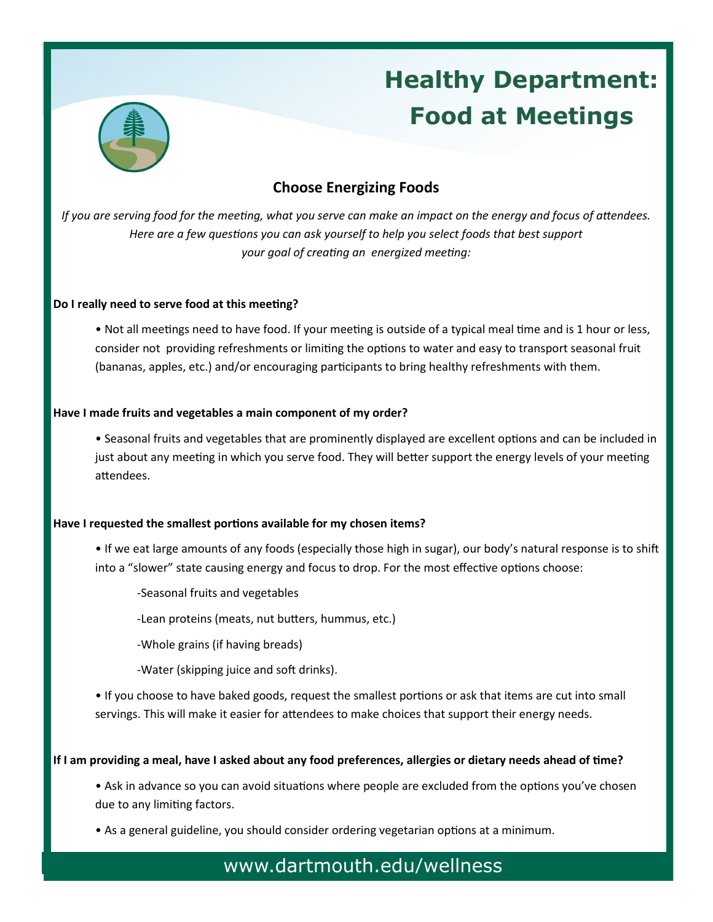# Healthy Department: Food at Meetings

## Choose Energizing Foods

*If you are serving food for the meeting, what you serve can make an impact on the energy and focus of attendees. Here are a few questions you can ask yourself to help you select foods that best support your goal of creating an energized meeting:*

**Do I really need to serve food at this meeting?**

- Not all meetings need to have food. If your meeting is outside of a typical meal time and is 1 hour or less, consider not providing refreshments or limiting the options to water and easy to transport seasonal fruit (bananas, apples, etc.) and/or encouraging participants to bring healthy refreshments with them.

**Have I made fruits and vegetables a main component of my order?**

- Seasonal fruits and vegetables that are prominently displayed are excellent options and can be included in just about any meeting in which you serve food. They will better support the energy levels of your meeting attendees.

**Have I requested the smallest portions available for my chosen items?**

- If we eat large amounts of any foods (especially those high in sugar), our body's natural response is to shift into a "slower" state causing energy and focus to drop. For the most effective options choose:

    -Seasonal fruits and vegetables

    -Lean proteins (meats, nut butters, hummus, etc.)

    -Whole grains (if having breads)

    -Water (skipping juice and soft drinks).

- If you choose to have baked goods, request the smallest portions or ask that items are cut into small servings. This will make it easier for attendees to make choices that support their energy needs.

**If I am providing a meal, have I asked about any food preferences, allergies or dietary needs ahead of time?**

- Ask in advance so you can avoid situations where people are excluded from the options you've chosen due to any limiting factors.
- As a general guideline, you should consider ordering vegetarian options at a minimum.

www.dartmouth.edu/wellness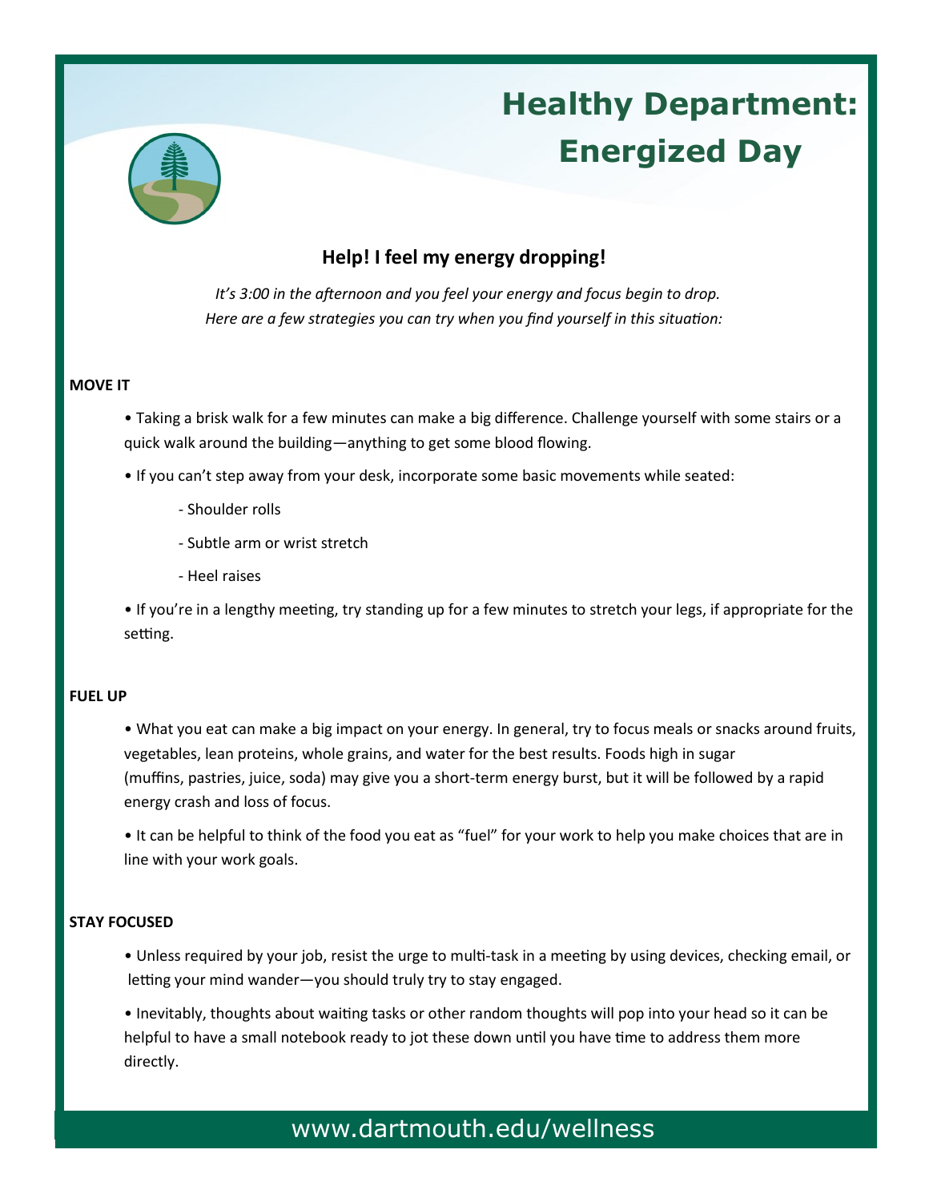# Healthy Department: Energized Day

## Help! I feel my energy dropping!

*It's 3:00 in the afternoon and you feel your energy and focus begin to drop. Here are a few strategies you can try when you find yourself in this situation:*

**MOVE IT**

- Taking a brisk walk for a few minutes can make a big difference. Challenge yourself with some stairs or a quick walk around the building—anything to get some blood flowing.
- If you can't step away from your desk, incorporate some basic movements while seated:
  - Shoulder rolls
  - Subtle arm or wrist stretch
  - Heel raises
- If you're in a lengthy meeting, try standing up for a few minutes to stretch your legs, if appropriate for the setting.

**FUEL UP**

- What you eat can make a big impact on your energy. In general, try to focus meals or snacks around fruits, vegetables, lean proteins, whole grains, and water for the best results. Foods high in sugar (muffins, pastries, juice, soda) may give you a short-term energy burst, but it will be followed by a rapid energy crash and loss of focus.
- It can be helpful to think of the food you eat as "fuel" for your work to help you make choices that are in line with your work goals.

**STAY FOCUSED**

- Unless required by your job, resist the urge to multi-task in a meeting by using devices, checking email, or letting your mind wander—you should truly try to stay engaged.
- Inevitably, thoughts about waiting tasks or other random thoughts will pop into your head so it can be helpful to have a small notebook ready to jot these down until you have time to address them more directly.

www.dartmouth.edu/wellness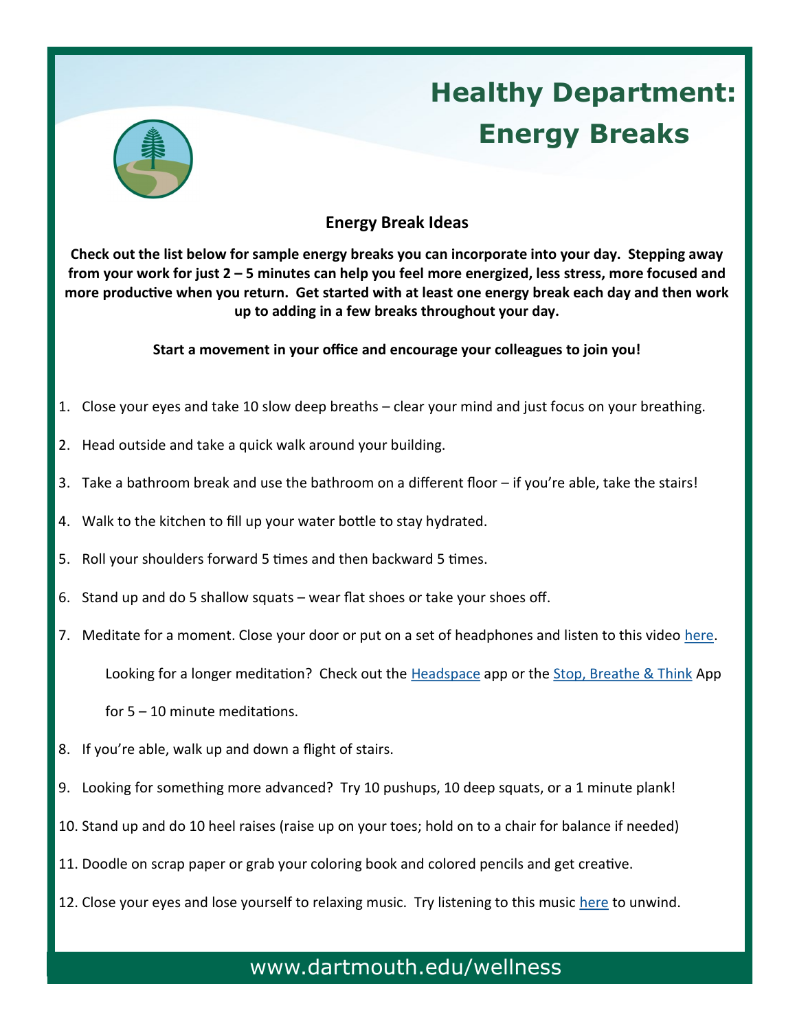# Healthy Department: Energy Breaks

## Energy Break Ideas

**Check out the list below for sample energy breaks you can incorporate into your day. Stepping away from your work for just 2 – 5 minutes can help you feel more energized, less stress, more focused and more productive when you return. Get started with at least one energy break each day and then work up to adding in a few breaks throughout your day.**

**Start a movement in your office and encourage your colleagues to join you!**

1. Close your eyes and take 10 slow deep breaths – clear your mind and just focus on your breathing.
2. Head outside and take a quick walk around your building.
3. Take a bathroom break and use the bathroom on a different floor – if you're able, take the stairs!
4. Walk to the kitchen to fill up your water bottle to stay hydrated.
5. Roll your shoulders forward 5 times and then backward 5 times.
6. Stand up and do 5 shallow squats – wear flat shoes or take your shoes off.
7. Meditate for a moment. Close your door or put on a set of headphones and listen to this video here.

   Looking for a longer meditation? Check out the Headspace app or the Stop, Breathe & Think App for 5 – 10 minute meditations.
8. If you're able, walk up and down a flight of stairs.
9. Looking for something more advanced? Try 10 pushups, 10 deep squats, or a 1 minute plank!
10. Stand up and do 10 heel raises (raise up on your toes; hold on to a chair for balance if needed)
11. Doodle on scrap paper or grab your coloring book and colored pencils and get creative.
12. Close your eyes and lose yourself to relaxing music. Try listening to this music here to unwind.

www.dartmouth.edu/wellness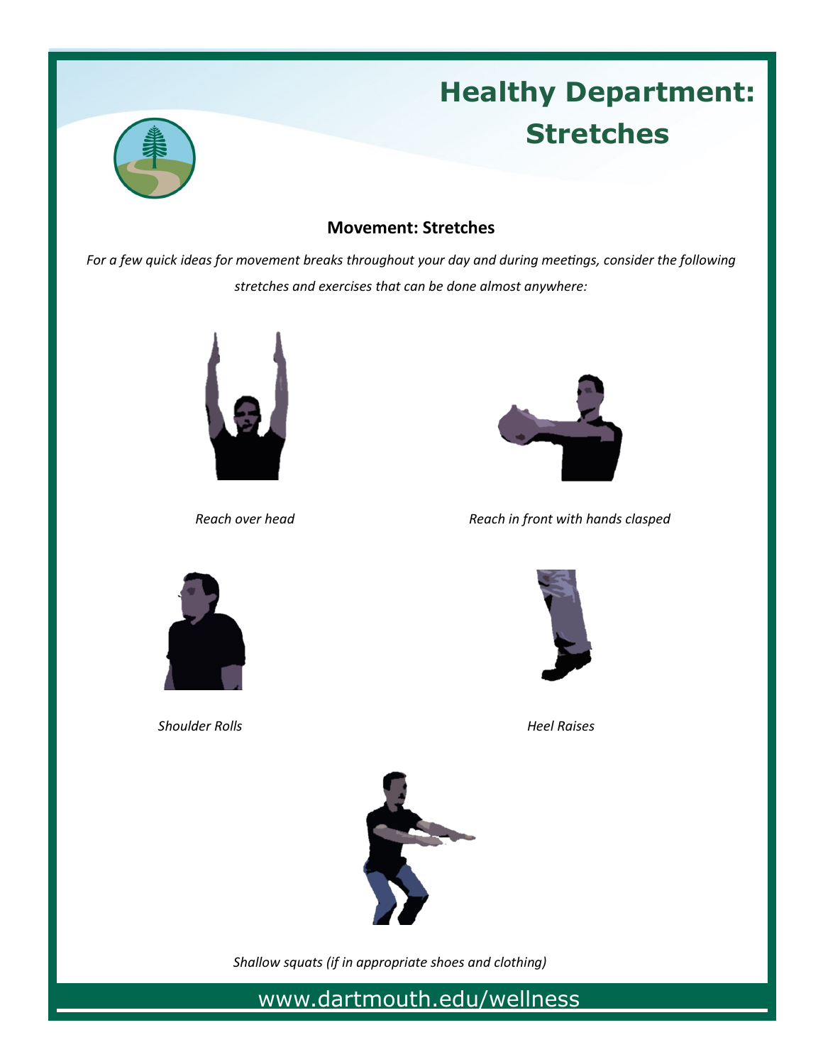# Healthy Department: Stretches

## Movement: Stretches

*For a few quick ideas for movement breaks throughout your day and during meetings, consider the following stretches and exercises that can be done almost anywhere:*

*Reach over head*

*Reach in front with hands clasped*

*Shoulder Rolls*

*Heel Raises*

*Shallow squats (if in appropriate shoes and clothing)*

www.dartmouth.edu/wellness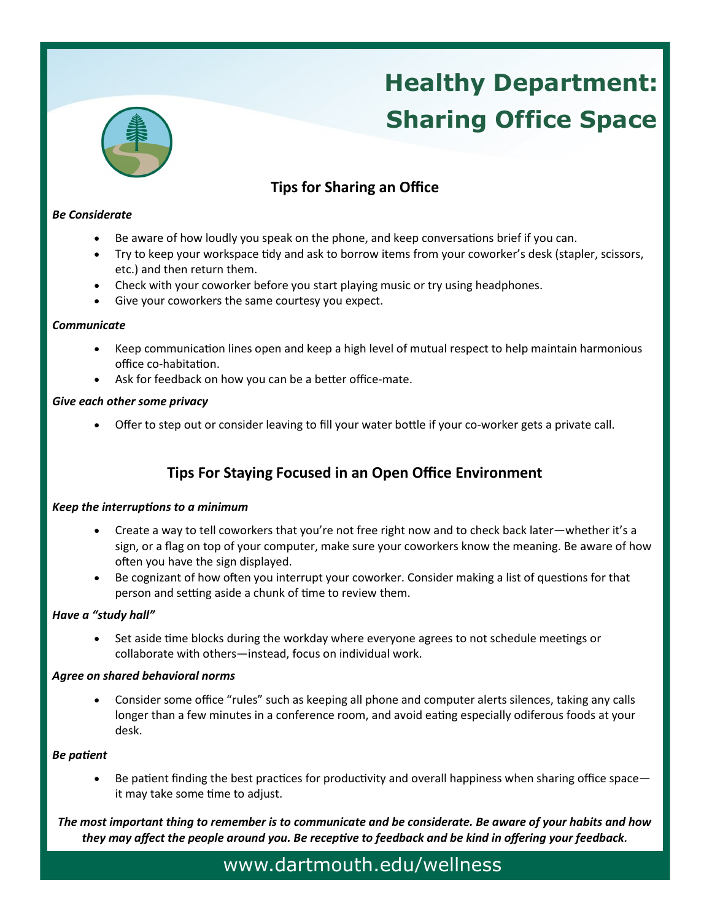# Healthy Department: Sharing Office Space

## Tips for Sharing an Office

***Be Considerate***

- Be aware of how loudly you speak on the phone, and keep conversations brief if you can.
- Try to keep your workspace tidy and ask to borrow items from your coworker's desk (stapler, scissors, etc.) and then return them.
- Check with your coworker before you start playing music or try using headphones.
- Give your coworkers the same courtesy you expect.

***Communicate***

- Keep communication lines open and keep a high level of mutual respect to help maintain harmonious office co-habitation.
- Ask for feedback on how you can be a better office-mate.

***Give each other some privacy***

- Offer to step out or consider leaving to fill your water bottle if your co-worker gets a private call.

## Tips For Staying Focused in an Open Office Environment

***Keep the interruptions to a minimum***

- Create a way to tell coworkers that you're not free right now and to check back later—whether it's a sign, or a flag on top of your computer, make sure your coworkers know the meaning. Be aware of how often you have the sign displayed.
- Be cognizant of how often you interrupt your coworker. Consider making a list of questions for that person and setting aside a chunk of time to review them.

***Have a "study hall"***

- Set aside time blocks during the workday where everyone agrees to not schedule meetings or collaborate with others—instead, focus on individual work.

***Agree on shared behavioral norms***

- Consider some office "rules" such as keeping all phone and computer alerts silences, taking any calls longer than a few minutes in a conference room, and avoid eating especially odiferous foods at your desk.

***Be patient***

- Be patient finding the best practices for productivity and overall happiness when sharing office space—it may take some time to adjust.

***The most important thing to remember is to communicate and be considerate. Be aware of your habits and how they may affect the people around you. Be receptive to feedback and be kind in offering your feedback.***

www.dartmouth.edu/wellness